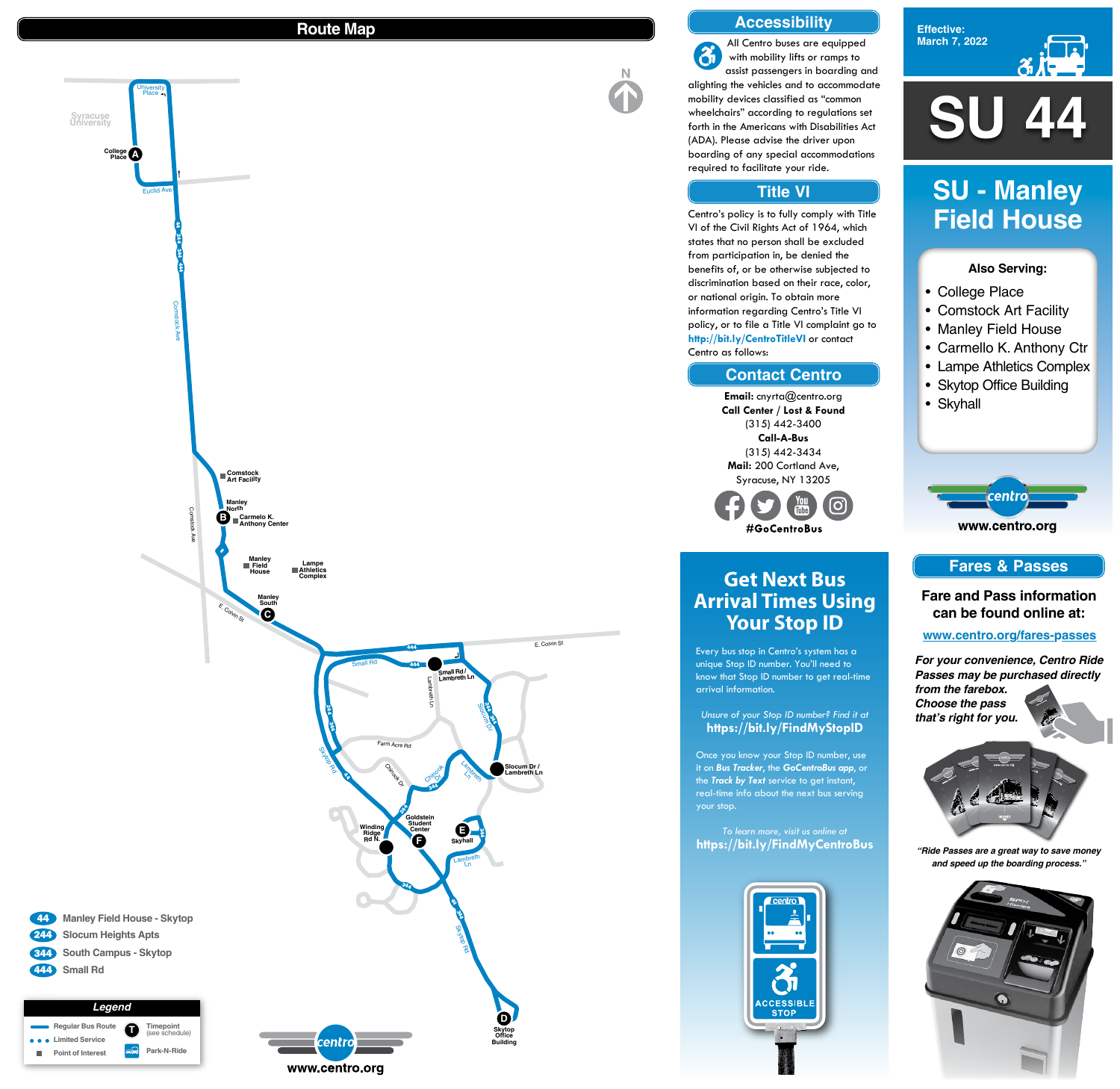# Route Map

Syracuse University

University Place

College Place **A**

Euclid Ave

Comstock Ave

Comstock Art Facility

Manley North **B**

Carmelo K. Anthony Center

Manley Field House

Lampe Athletics Complex

Manley South **C**

E. Colvin St

Small Rd

Small Rd / Lambreth Ln

Lambreth Ln

Slocum Dr

Farm Acre Rd

Skytop Rd

Chinook Dr

Slocum Dr / Lambreth Ln

Winding Ridge Rd N.

Goldstein Student Center **F**

**E** Skyhall

Skytop Office Building **D**

- **44** Manley Field House - Skytop
- **244** Slocum Heights Apts
- **344** South Campus - Skytop
- **444** Small Rd

**Legend**

- Regular Bus Route
- Limited Service
- Point of Interest
- **T** Timepoint (see schedule)
- Park-N-Ride

www.centro.org

## Accessibility

All Centro buses are equipped with mobility lifts or ramps to assist passengers in boarding and alighting the vehicles and to accommodate mobility devices classified as "common wheelchairs" according to regulations set forth in the Americans with Disabilities Act (ADA). Please advise the driver upon boarding of any special accommodations required to facilitate your ride.

## Title VI

Centro's policy is to fully comply with Title VI of the Civil Rights Act of 1964, which states that no person shall be excluded from participation in, be denied the benefits of, or be otherwise subjected to discrimination based on their race, color, or national origin. To obtain more information regarding Centro's Title VI policy, or to file a Title VI complaint go to **http://bit.ly/CentroTitleVI** or contact Centro as follows:

## Contact Centro

**Email:** cnyrta@centro.org

**Call Center / Lost & Found**
(315) 442-3400

**Call-A-Bus**
(315) 442-3434

**Mail:** 200 Cortland Ave, Syracuse, NY 13205

**#GoCentroBus**

## Get Next Bus Arrival Times Using Your Stop ID

Every bus stop in Centro's system has a unique Stop ID number. You'll need to know that Stop ID number to get real-time arrival information.

*Unsure of your Stop ID number? Find it at*
**https://bit.ly/FindMyStopID**

Once you know your Stop ID number, use it on ***Bus Tracker***, the ***GoCentroBus app***, or the ***Track by Text*** service to get instant, real-time info about the next bus serving your stop.

*To learn more, visit us online at*
**https://bit.ly/FindMyCentroBus**

ACCESSIBLE STOP

Effective: March 7, 2022

# SU 44

## SU - Manley Field House

**Also Serving:**

- College Place
- Comstock Art Facility
- Manley Field House
- Carmello K. Anthony Ctr
- Lampe Athletics Complex
- Skytop Office Building
- Skyhall

www.centro.org

## Fares & Passes

**Fare and Pass information can be found online at:**

**www.centro.org/fares-passes**

***For your convenience, Centro Ride Passes may be purchased directly from the farebox. Choose the pass that's right for you.***

*"Ride Passes are a great way to save money and speed up the boarding process."*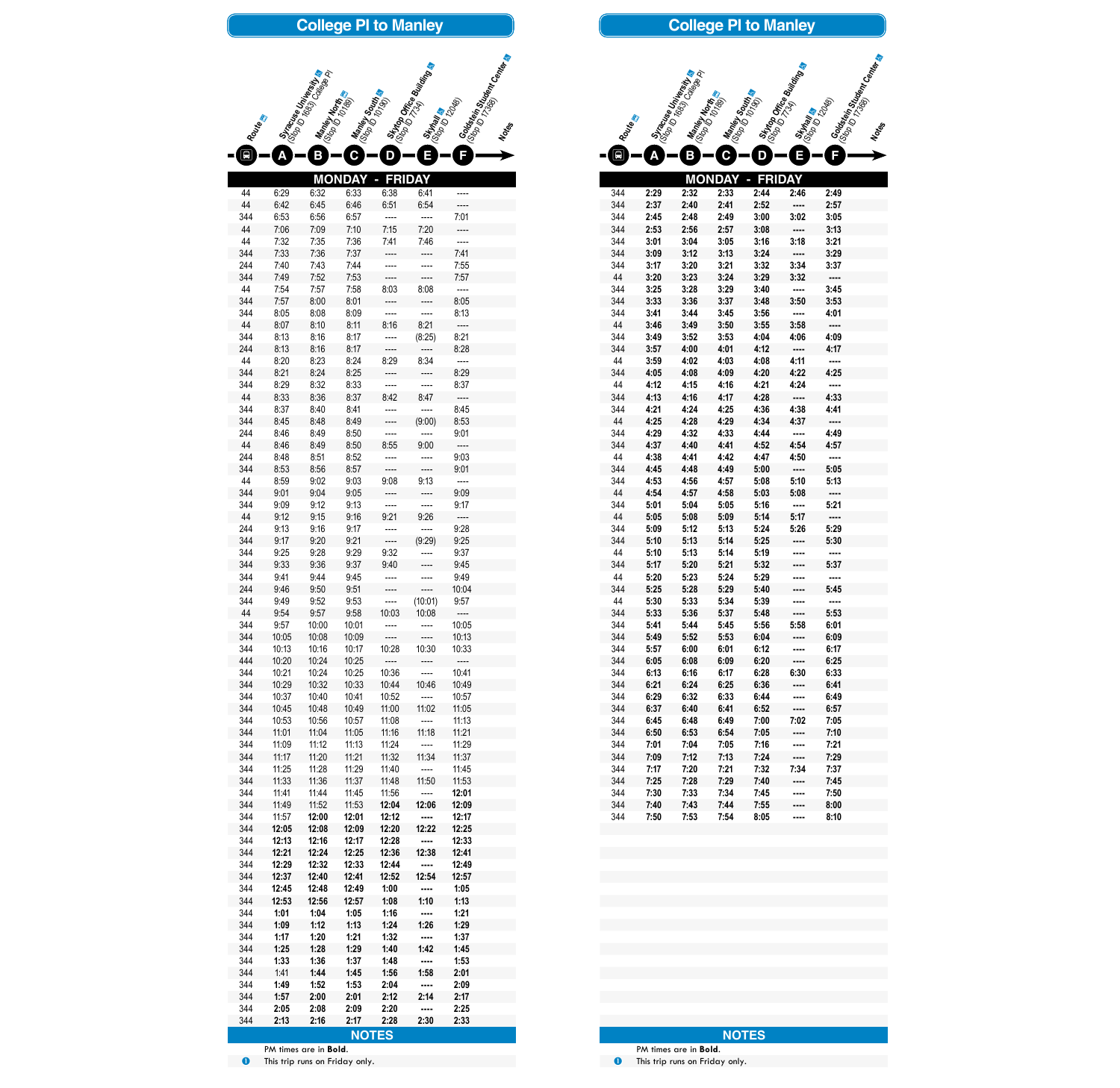## College Pl to Manley

| Route | A: Syracuse University (Stop ID 1683) College Pl | B: Manley North (Stop ID 10189) | C: Manley South (Stop ID 10190) | D: Skytop Office Building (Stop ID 7734) | E: Skyhall (Stop ID 12048) | F: Goldstein Student Center (Stop ID 17369) | Notes |
|---|---|---|---|---|---|---|---|
| **MONDAY - FRIDAY** | | | | | | | |
| 44 | 6:29 | 6:32 | 6:33 | 6:38 | 6:41 | ---- | |
| 44 | 6:42 | 6:45 | 6:46 | 6:51 | 6:54 | ---- | |
| 344 | 6:53 | 6:56 | 6:57 | ---- | ---- | 7:01 | |
| 44 | 7:06 | 7:09 | 7:10 | 7:15 | 7:20 | ---- | |
| 44 | 7:32 | 7:35 | 7:36 | 7:41 | 7:46 | ---- | |
| 344 | 7:33 | 7:36 | 7:37 | ---- | ---- | 7:41 | |
| 244 | 7:40 | 7:43 | 7:44 | ---- | ---- | 7:55 | |
| 344 | 7:49 | 7:52 | 7:53 | ---- | ---- | 7:57 | |
| 44 | 7:54 | 7:57 | 7:58 | 8:03 | 8:08 | ---- | |
| 344 | 7:57 | 8:00 | 8:01 | ---- | ---- | 8:05 | |
| 344 | 8:05 | 8:08 | 8:09 | ---- | ---- | 8:13 | |
| 44 | 8:07 | 8:10 | 8:11 | 8:16 | 8:21 | ---- | |
| 344 | 8:13 | 8:16 | 8:17 | ---- | (8:25) | 8:21 | |
| 244 | 8:13 | 8:16 | 8:17 | ---- | ---- | 8:28 | |
| 44 | 8:20 | 8:23 | 8:24 | 8:29 | 8:34 | ---- | |
| 344 | 8:21 | 8:24 | 8:25 | ---- | ---- | 8:29 | |
| 344 | 8:29 | 8:32 | 8:33 | ---- | ---- | 8:37 | |
| 44 | 8:33 | 8:36 | 8:37 | 8:42 | 8:47 | ---- | |
| 344 | 8:37 | 8:40 | 8:41 | ---- | ---- | 8:45 | |
| 344 | 8:45 | 8:48 | 8:49 | ---- | (9:00) | 8:53 | |
| 244 | 8:46 | 8:49 | 8:50 | ---- | ---- | 9:01 | |
| 44 | 8:46 | 8:49 | 8:50 | 8:55 | 9:00 | ---- | |
| 244 | 8:48 | 8:51 | 8:52 | ---- | ---- | 9:03 | |
| 344 | 8:53 | 8:56 | 8:57 | ---- | ---- | 9:01 | |
| 44 | 8:59 | 9:02 | 9:03 | 9:08 | 9:13 | ---- | |
| 344 | 9:01 | 9:04 | 9:05 | ---- | ---- | 9:09 | |
| 344 | 9:09 | 9:12 | 9:13 | ---- | ---- | 9:17 | |
| 44 | 9:12 | 9:15 | 9:16 | 9:21 | 9:26 | ---- | |
| 244 | 9:13 | 9:16 | 9:17 | ---- | ---- | 9:28 | |
| 344 | 9:17 | 9:20 | 9:21 | ---- | (9:29) | 9:25 | |
| 344 | 9:25 | 9:28 | 9:29 | 9:32 | ---- | 9:37 | |
| 344 | 9:33 | 9:36 | 9:37 | 9:40 | ---- | 9:45 | |
| 344 | 9:41 | 9:44 | 9:45 | ---- | ---- | 9:49 | |
| 244 | 9:46 | 9:50 | 9:51 | ---- | ---- | 10:04 | |
| 344 | 9:49 | 9:52 | 9:53 | ---- | (10:01) | 9:57 | |
| 44 | 9:54 | 9:57 | 9:58 | 10:03 | 10:08 | ---- | |
| 344 | 9:57 | 10:00 | 10:01 | ---- | ---- | 10:05 | |
| 344 | 10:05 | 10:08 | 10:09 | ---- | ---- | 10:13 | |
| 344 | 10:13 | 10:16 | 10:17 | 10:28 | 10:30 | 10:33 | |
| 444 | 10:20 | 10:24 | 10:25 | ---- | ---- | ---- | |
| 344 | 10:21 | 10:24 | 10:25 | 10:36 | ---- | 10:41 | |
| 344 | 10:29 | 10:32 | 10:33 | 10:44 | 10:46 | 10:49 | |
| 344 | 10:37 | 10:40 | 10:41 | 10:52 | ---- | 10:57 | |
| 344 | 10:45 | 10:48 | 10:49 | 11:00 | 11:02 | 11:05 | |
| 344 | 10:53 | 10:56 | 10:57 | 11:08 | ---- | 11:13 | |
| 344 | 11:01 | 11:04 | 11:05 | 11:16 | 11:18 | 11:21 | |
| 344 | 11:09 | 11:12 | 11:13 | 11:24 | ---- | 11:29 | |
| 344 | 11:17 | 11:20 | 11:21 | 11:32 | 11:34 | 11:37 | |
| 344 | 11:25 | 11:28 | 11:29 | 11:40 | ---- | 11:45 | |
| 344 | 11:33 | 11:36 | 11:37 | 11:48 | 11:50 | 11:53 | |
| 344 | 11:41 | 11:44 | 11:45 | 11:56 | ---- | **12:01** | |
| 344 | 11:49 | 11:52 | 11:53 | **12:04** | **12:06** | **12:09** | |
| 344 | 11:57 | **12:00** | **12:01** | **12:12** | ---- | **12:17** | |
| 344 | **12:05** | **12:08** | **12:09** | **12:20** | **12:22** | **12:25** | |
| 344 | **12:13** | **12:16** | **12:17** | **12:28** | ---- | **12:33** | |
| 344 | **12:21** | **12:24** | **12:25** | **12:36** | **12:38** | **12:41** | |
| 344 | **12:29** | **12:32** | **12:33** | **12:44** | ---- | **12:49** | |
| 344 | **12:37** | **12:40** | **12:41** | **12:52** | **12:54** | **12:57** | |
| 344 | **12:45** | **12:48** | **12:49** | **1:00** | ---- | **1:05** | |
| 344 | **12:53** | **12:56** | **12:57** | **1:08** | **1:10** | **1:13** | |
| 344 | **1:01** | **1:04** | **1:05** | **1:16** | ---- | **1:21** | |
| 344 | **1:09** | **1:12** | **1:13** | **1:24** | **1:26** | **1:29** | |
| 344 | **1:17** | **1:20** | **1:21** | **1:32** | ---- | **1:37** | |
| 344 | **1:25** | **1:28** | **1:29** | **1:40** | **1:42** | **1:45** | |
| 344 | **1:33** | **1:36** | **1:37** | **1:48** | ---- | **1:53** | |
| 344 | 1:41 | **1:44** | **1:45** | **1:56** | **1:58** | **2:01** | |
| 344 | **1:49** | **1:52** | **1:53** | **2:04** | ---- | **2:09** | |
| 344 | **1:57** | **2:00** | **2:01** | **2:12** | **2:14** | **2:17** | |
| 344 | **2:05** | **2:08** | **2:09** | **2:20** | ---- | **2:25** | |
| 344 | **2:13** | **2:16** | **2:17** | **2:28** | **2:30** | **2:33** | |

### NOTES

PM times are in **Bold**.

❶ This trip runs on Friday only.

## College Pl to Manley

| Route | A: Syracuse University (Stop ID 1683) College Pl | B: Manley North (Stop ID 10189) | C: Manley South (Stop ID 10190) | D: Skytop Office Building (Stop ID 7734) | E: Skyhall (Stop ID 12048) | F: Goldstein Student Center (Stop ID 17369) | Notes |
|---|---|---|---|---|---|---|---|
| **MONDAY - FRIDAY** | | | | | | | |
| 344 | **2:29** | **2:32** | **2:33** | **2:44** | **2:46** | **2:49** | |
| 344 | **2:37** | **2:40** | **2:41** | **2:52** | ---- | **2:57** | |
| 344 | **2:45** | **2:48** | **2:49** | **3:00** | **3:02** | **3:05** | |
| 344 | **2:53** | **2:56** | **2:57** | **3:08** | ---- | **3:13** | |
| 344 | **3:01** | **3:04** | **3:05** | **3:16** | **3:18** | **3:21** | |
| 344 | **3:09** | **3:12** | **3:13** | **3:24** | ---- | **3:29** | |
| 344 | **3:17** | **3:20** | **3:21** | **3:32** | **3:34** | **3:37** | |
| 44 | **3:20** | **3:23** | **3:24** | **3:29** | **3:32** | ---- | |
| 344 | **3:25** | **3:28** | **3:29** | **3:40** | ---- | **3:45** | |
| 344 | **3:33** | **3:36** | **3:37** | **3:48** | **3:50** | **3:53** | |
| 344 | **3:41** | **3:44** | **3:45** | **3:56** | ---- | **4:01** | |
| 44 | **3:46** | **3:49** | **3:50** | **3:55** | **3:58** | ---- | |
| 344 | **3:49** | **3:52** | **3:53** | **4:04** | **4:06** | **4:09** | |
| 344 | **3:57** | **4:00** | **4:01** | **4:12** | ---- | **4:17** | |
| 44 | **3:59** | **4:02** | **4:03** | **4:08** | **4:11** | ---- | |
| 344 | **4:05** | **4:08** | **4:09** | **4:20** | **4:22** | **4:25** | |
| 44 | **4:12** | **4:15** | **4:16** | **4:21** | **4:24** | ---- | |
| 344 | **4:13** | **4:16** | **4:17** | **4:28** | ---- | **4:33** | |
| 344 | **4:21** | **4:24** | **4:25** | **4:36** | **4:38** | **4:41** | |
| 44 | **4:25** | **4:28** | **4:29** | **4:34** | **4:37** | ---- | |
| 344 | **4:29** | **4:32** | **4:33** | **4:44** | ---- | **4:49** | |
| 344 | **4:37** | **4:40** | **4:41** | **4:52** | **4:54** | **4:57** | |
| 44 | **4:38** | **4:41** | **4:42** | **4:47** | **4:50** | ---- | |
| 344 | **4:45** | **4:48** | **4:49** | **5:00** | ---- | **5:05** | |
| 344 | **4:53** | **4:56** | **4:57** | **5:08** | **5:10** | **5:13** | |
| 44 | **4:54** | **4:57** | **4:58** | **5:03** | **5:08** | ---- | |
| 344 | **5:01** | **5:04** | **5:05** | **5:16** | ---- | **5:21** | |
| 44 | **5:05** | **5:08** | **5:09** | **5:14** | **5:17** | ---- | |
| 344 | **5:09** | **5:12** | **5:13** | **5:24** | **5:26** | **5:29** | |
| 344 | **5:10** | **5:13** | **5:14** | **5:25** | ---- | **5:30** | |
| 44 | **5:10** | **5:13** | **5:14** | **5:19** | ---- | ---- | |
| 344 | **5:17** | **5:20** | **5:21** | **5:32** | ---- | **5:37** | |
| 44 | **5:20** | **5:23** | **5:24** | **5:29** | ---- | ---- | |
| 344 | **5:25** | **5:28** | **5:29** | **5:40** | ---- | **5:45** | |
| 44 | **5:30** | **5:33** | **5:34** | **5:39** | ---- | ---- | |
| 344 | **5:33** | **5:36** | **5:37** | **5:48** | ---- | **5:53** | |
| 344 | **5:41** | **5:44** | **5:45** | **5:56** | **5:58** | **6:01** | |
| 344 | **5:49** | **5:52** | **5:53** | **6:04** | ---- | **6:09** | |
| 344 | **5:57** | **6:00** | **6:01** | **6:12** | ---- | **6:17** | |
| 344 | **6:05** | **6:08** | **6:09** | **6:20** | ---- | **6:25** | |
| 344 | **6:13** | **6:16** | **6:17** | **6:28** | **6:30** | **6:33** | |
| 344 | **6:21** | **6:24** | **6:25** | **6:36** | ---- | **6:41** | |
| 344 | **6:29** | **6:32** | **6:33** | **6:44** | ---- | **6:49** | |
| 344 | **6:37** | **6:40** | **6:41** | **6:52** | ---- | **6:57** | |
| 344 | **6:45** | **6:48** | **6:49** | **7:00** | **7:02** | **7:05** | |
| 344 | **6:50** | **6:53** | **6:54** | **7:05** | ---- | **7:10** | |
| 344 | **7:01** | **7:04** | **7:05** | **7:16** | ---- | **7:21** | |
| 344 | **7:09** | **7:12** | **7:13** | **7:24** | ---- | **7:29** | |
| 344 | **7:17** | **7:20** | **7:21** | **7:32** | **7:34** | **7:37** | |
| 344 | **7:25** | **7:28** | **7:29** | **7:40** | ---- | **7:45** | |
| 344 | **7:30** | **7:33** | **7:34** | **7:45** | ---- | **7:50** | |
| 344 | **7:40** | **7:43** | **7:44** | **7:55** | ---- | **8:00** | |
| 344 | **7:50** | **7:53** | **7:54** | **8:05** | ---- | **8:10** | |

### NOTES

PM times are in **Bold**.

❶ This trip runs on Friday only.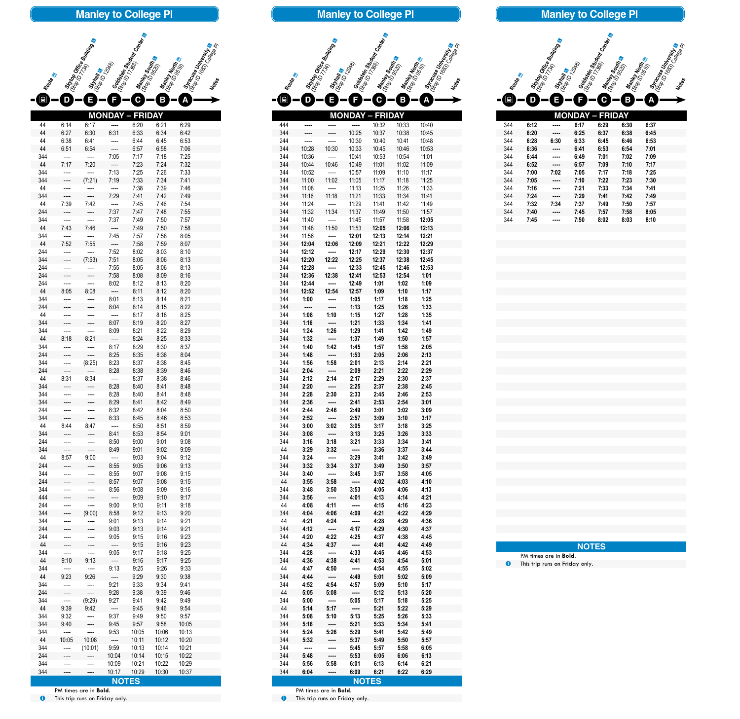## Manley to College Pl

### MONDAY – FRIDAY

| Route | Skytop Office Building (Stop ID 7734) D | Skyhall (Stop ID 12048) E | Goldstein Student Center (Stop ID 17368) F | Manley South (Stop ID 9520) C | Manley North (Stop ID 9519) B | Syracuse University (Stop ID 1683) College Pl A | Notes |
|---|---|---|---|---|---|---|---|
| 44 | 6:14 | 6:17 | ---- | 6:20 | 6:21 | 6:29 | |
| 44 | 6:27 | 6:30 | 6:31 | 6:33 | 6:34 | 6:42 | |
| 44 | 6:38 | 6:41 | ---- | 6:44 | 6:45 | 6:53 | |
| 44 | 6:51 | 6:54 | ---- | 6:57 | 6:58 | 7:06 | |
| 344 | ---- | ---- | 7:05 | 7:17 | 7:18 | 7:25 | |
| 44 | 7:17 | 7:20 | ---- | 7:23 | 7:24 | 7:32 | |
| 344 | ---- | ---- | 7:13 | 7:25 | 7:26 | 7:33 | |
| 344 | ---- | (7:21) | 7:19 | 7:33 | 7:34 | 7:41 | |
| 44 | ---- | ---- | ---- | 7:38 | 7:39 | 7:46 | |
| 344 | ---- | ---- | 7:29 | 7:41 | 7:42 | 7:49 | |
| 44 | 7:39 | 7:42 | ---- | 7:45 | 7:46 | 7:54 | |
| 244 | ---- | ---- | 7:37 | 7:47 | 7:48 | 7:55 | |
| 344 | ---- | ---- | 7:37 | 7:49 | 7:50 | 7:57 | |
| 44 | 7:43 | 7:46 | ---- | 7:49 | 7:50 | 7:58 | |
| 344 | ---- | ---- | 7:45 | 7:57 | 7:58 | 8:05 | |
| 44 | 7:52 | 7:55 | ---- | 7:58 | 7:59 | 8:07 | |
| 244 | ---- | ---- | 7:52 | 8:02 | 8:03 | 8:10 | |
| 344 | ---- | (7:53) | 7:51 | 8:05 | 8:06 | 8:13 | |
| 244 | ---- | ---- | 7:55 | 8:05 | 8:06 | 8:13 | |
| 244 | ---- | ---- | 7:58 | 8:08 | 8:09 | 8:16 | |
| 244 | ---- | ---- | 8:02 | 8:12 | 8:13 | 8:20 | |
| 44 | 8:05 | 8:08 | ---- | 8:11 | 8:12 | 8:20 | |
| 344 | ---- | ---- | 8:01 | 8:13 | 8:14 | 8:21 | |
| 244 | ---- | ---- | 8:04 | 8:14 | 8:15 | 8:22 | |
| 44 | ---- | ---- | ---- | 8:17 | 8:18 | 8:25 | |
| 344 | ---- | ---- | 8:07 | 8:19 | 8:20 | 8:27 | |
| 344 | ---- | ---- | 8:09 | 8:21 | 8:22 | 8:29 | |
| 44 | 8:18 | 8:21 | ---- | 8:24 | 8:25 | 8:33 | |
| 344 | ---- | ---- | 8:17 | 8:29 | 8:30 | 8:37 | |
| 244 | ---- | ---- | 8:25 | 8:35 | 8:36 | 8:04 | |
| 344 | ---- | (8:25) | 8:23 | 8:37 | 8:38 | 8:45 | |
| 244 | ---- | ---- | 8:28 | 8:38 | 8:39 | 8:46 | |
| 44 | 8:31 | 8:34 | ---- | 8:37 | 8:38 | 8:46 | |
| 344 | ---- | ---- | 8:28 | 8:40 | 8:41 | 8:48 | |
| 344 | ---- | ---- | 8:28 | 8:40 | 8:41 | 8:48 | |
| 344 | ---- | ---- | 8:29 | 8:41 | 8:42 | 8:49 | |
| 244 | ---- | ---- | 8:32 | 8:42 | 8:04 | 8:50 | |
| 344 | ---- | ---- | 8:33 | 8:45 | 8:46 | 8:53 | |
| 44 | 8:44 | 8:47 | ---- | 8:50 | 8:51 | 8:59 | |
| 344 | ---- | ---- | 8:41 | 8:53 | 8:54 | 9:01 | |
| 244 | ---- | ---- | 8:50 | 9:00 | 9:01 | 9:08 | |
| 344 | ---- | ---- | 8:49 | 9:01 | 9:02 | 9:09 | |
| 44 | 8:57 | 9:00 | ---- | 9:03 | 9:04 | 9:12 | |
| 244 | ---- | ---- | 8:55 | 9:05 | 9:06 | 9:13 | |
| 344 | ---- | ---- | 8:55 | 9:07 | 9:08 | 9:15 | |
| 244 | ---- | ---- | 8:57 | 9:07 | 9:08 | 9:15 | |
| 344 | ---- | ---- | 8:56 | 9:08 | 9:09 | 9:16 | |
| 444 | ---- | ---- | ---- | 9:09 | 9:10 | 9:17 | |
| 244 | ---- | ---- | 9:00 | 9:10 | 9:11 | 9:18 | |
| 344 | ---- | (9:00) | 8:58 | 9:12 | 9:13 | 9:20 | |
| 344 | ---- | ---- | 9:01 | 9:13 | 9:14 | 9:21 | |
| 244 | ---- | ---- | 9:03 | 9:13 | 9:14 | 9:21 | |
| 244 | ---- | ---- | 9:05 | 9:15 | 9:16 | 9:23 | |
| 44 | ---- | ---- | ---- | 9:15 | 9:16 | 9:23 | |
| 344 | ---- | ---- | 9:05 | 9:17 | 9:18 | 9:25 | |
| 44 | 9:10 | 9:13 | ---- | 9:16 | 9:17 | 9:25 | |
| 344 | ---- | ---- | 9:13 | 9:25 | 9:26 | 9:33 | |
| 44 | 9:23 | 9:26 | ---- | 9:29 | 9:30 | 9:38 | |
| 344 | ---- | ---- | 9:21 | 9:33 | 9:34 | 9:41 | |
| 244 | ---- | ---- | 9:28 | 9:38 | 9:39 | 9:46 | |
| 344 | ---- | (9:29) | 9:27 | 9:41 | 9:42 | 9:49 | |
| 44 | 9:39 | 9:42 | ---- | 9:45 | 9:46 | 9:54 | |
| 344 | 9:32 | ---- | 9:37 | 9:49 | 9:50 | 9:57 | |
| 344 | 9:40 | ---- | 9:45 | 9:57 | 9:58 | 10:05 | |
| 344 | ---- | ---- | 9:53 | 10:05 | 10:06 | 10:13 | |
| 44 | 10:05 | 10:08 | ---- | 10:11 | 10:12 | 10:20 | |
| 344 | ---- | (10:01) | 9:59 | 10:13 | 10:14 | 10:21 | |
| 244 | ---- | ---- | 10:04 | 10:14 | 10:15 | 10:22 | |
| 344 | ---- | ---- | 10:09 | 10:21 | 10:22 | 10:29 | |
| 344 | ---- | ---- | 10:17 | 10:29 | 10:30 | 10:37 | |
| 444 | ---- | ---- | ---- | 10:32 | 10:33 | 10:40 | |
| 344 | ---- | ---- | 10:25 | 10:37 | 10:38 | 10:45 | |
| 244 | ---- | ---- | 10:30 | 10:40 | 10:41 | 10:48 | |
| 344 | 10:28 | 10:30 | 10:33 | 10:45 | 10:46 | 10:53 | |
| 344 | 10:36 | ---- | 10:41 | 10:53 | 10:54 | 11:01 | |
| 344 | 10:44 | 10:46 | 10:49 | 11:01 | 11:02 | 11:09 | |
| 344 | 10:52 | ---- | 10:57 | 11:09 | 11:10 | 11:17 | |
| 344 | 11:00 | 11:02 | 11:05 | 11:17 | 11:18 | 11:25 | |
| 344 | 11:08 | ---- | 11:13 | 11:25 | 11:26 | 11:33 | |
| 344 | 11:16 | 11:18 | 11:21 | 11:33 | 11:34 | 11:41 | |
| 344 | 11:24 | ---- | 11:29 | 11:41 | 11:42 | 11:49 | |
| 344 | 11:32 | 11:34 | 11:37 | 11:49 | 11:50 | 11:57 | |
| 344 | 11:40 | ---- | 11:45 | 11:57 | 11:58 | **12:05** | |
| 344 | 11:48 | 11:50 | 11:53 | **12:05** | **12:06** | **12:13** | |
| 344 | 11:56 | ---- | **12:01** | **12:13** | **12:14** | **12:21** | |
| 344 | **12:04** | **12:06** | **12:09** | **12:21** | **12:22** | **12:29** | |
| 344 | **12:12** | ---- | **12:17** | **12:29** | **12:30** | **12:37** | |
| 344 | **12:20** | **12:22** | **12:25** | **12:37** | **12:38** | **12:45** | |
| 344 | **12:28** | ---- | **12:33** | **12:45** | **12:46** | **12:53** | |
| 344 | **12:36** | **12:38** | **12:41** | **12:53** | **12:54** | **1:01** | |
| 344 | **12:44** | ---- | **12:49** | **1:01** | **1:02** | **1:09** | |
| 344 | **12:52** | **12:54** | **12:57** | **1:09** | **1:10** | **1:17** | |
| 344 | **1:00** | ---- | **1:05** | **1:17** | **1:18** | **1:25** | |
| 344 | ---- | ---- | **1:13** | **1:25** | **1:26** | **1:33** | |
| 344 | **1:08** | **1:10** | **1:15** | **1:27** | **1:28** | **1:35** | |
| 344 | **1:16** | ---- | **1:21** | **1:33** | **1:34** | **1:41** | |
| 344 | **1:24** | **1:26** | **1:29** | **1:41** | **1:42** | **1:49** | |
| 344 | **1:32** | ---- | **1:37** | **1:49** | **1:50** | **1:57** | |
| 344 | **1:40** | **1:42** | **1:45** | **1:57** | **1:58** | **2:05** | |
| 344 | **1:48** | ---- | **1:53** | **2:05** | **2:06** | **2:13** | |
| 344 | **1:56** | **1:58** | **2:01** | **2:13** | **2:14** | **2:21** | |
| 344 | **2:04** | ---- | **2:09** | **2:21** | **2:22** | **2:29** | |
| 344 | **2:12** | **2:14** | **2:17** | **2:29** | **2:30** | **2:37** | |
| 344 | **2:20** | ---- | **2:25** | **2:37** | **2:38** | **2:45** | |
| 344 | **2:28** | **2:30** | **2:33** | **2:45** | **2:46** | **2:53** | |
| 344 | **2:36** | ---- | **2:41** | **2:53** | **2:54** | **3:01** | |
| 344 | **2:44** | **2:46** | **2:49** | **3:01** | **3:02** | **3:09** | |
| 344 | **2:52** | ---- | **2:57** | **3:09** | **3:10** | **3:17** | |
| 344 | **3:00** | **3:02** | **3:05** | **3:17** | **3:18** | **3:25** | |
| 344 | **3:08** | ---- | **3:13** | **3:25** | **3:26** | **3:33** | |
| 344 | **3:16** | **3:18** | **3:21** | **3:33** | **3:34** | **3:41** | |
| 44 | **3:29** | **3:32** | ---- | **3:36** | **3:37** | **3:44** | |
| 344 | **3:24** | ---- | **3:29** | **3:41** | **3:42** | **3:49** | |
| 344 | **3:32** | **3:34** | **3:37** | **3:49** | **3:50** | **3:57** | |
| 344 | **3:40** | ---- | **3:45** | **3:57** | **3:58** | **4:05** | |
| 44 | **3:55** | **3:58** | ---- | **4:02** | **4:03** | **4:10** | |
| 344 | **3:48** | **3:50** | **3:53** | **4:05** | **4:06** | **4:13** | |
| 344 | **3:56** | ---- | **4:01** | **4:13** | **4:14** | **4:21** | |
| 44 | **4:08** | **4:11** | ---- | **4:15** | **4:16** | **4:23** | |
| 344 | **4:04** | **4:06** | **4:09** | **4:21** | **4:22** | **4:29** | |
| 44 | **4:21** | **4:24** | ---- | **4:28** | **4:29** | **4:36** | |
| 344 | **4:12** | ---- | **4:17** | **4:29** | **4:30** | **4:37** | |
| 344 | **4:20** | **4:22** | **4:25** | **4:37** | **4:38** | **4:45** | |
| 44 | **4:34** | **4:37** | ---- | **4:41** | **4:42** | **4:49** | |
| 344 | **4:28** | ---- | **4:33** | **4:45** | **4:46** | **4:53** | |
| 344 | **4:36** | **4:38** | **4:41** | **4:53** | **4:54** | **5:01** | |
| 44 | **4:47** | **4:50** | ---- | **4:54** | **4:55** | **5:02** | |
| 344 | **4:44** | ---- | **4:49** | **5:01** | **5:02** | **5:09** | |
| 344 | **4:52** | **4:54** | **4:57** | **5:09** | **5:10** | **5:17** | |
| 44 | **5:05** | **5:08** | ---- | **5:12** | **5:13** | **5:20** | |
| 344 | **5:00** | ---- | **5:05** | **5:17** | **5:18** | **5:25** | |
| 44 | **5:14** | **5:17** | ---- | **5:21** | **5:22** | **5:29** | |
| 344 | **5:08** | **5:10** | **5:13** | **5:25** | **5:26** | **5:33** | |
| 344 | **5:16** | ---- | **5:21** | **5:33** | **5:34** | **5:41** | |
| 344 | **5:24** | **5:26** | **5:29** | **5:41** | **5:42** | **5:49** | |
| 344 | **5:32** | ---- | **5:37** | **5:49** | **5:50** | **5:57** | |
| 344 | ---- | ---- | **5:45** | **5:57** | **5:58** | **6:05** | |
| 344 | **5:48** | ---- | **5:53** | **6:05** | **6:06** | **6:13** | |
| 344 | **5:56** | **5:58** | **6:01** | **6:13** | **6:14** | **6:21** | |
| 344 | **6:04** | ---- | **6:09** | **6:21** | **6:22** | **6:29** | |
| 344 | **6:12** | ---- | **6:17** | **6:29** | **6:30** | **6:37** | |
| 344 | **6:20** | ---- | **6:25** | **6:37** | **6:38** | **6:45** | |
| 344 | **6:28** | **6:30** | **6:33** | **6:45** | **6:46** | **6:53** | |
| 344 | **6:36** | ---- | **6:41** | **6:53** | **6:54** | **7:01** | |
| 344 | **6:44** | ---- | **6:49** | **7:01** | **7:02** | **7:09** | |
| 344 | **6:52** | ---- | **6:57** | **7:09** | **7:10** | **7:17** | |
| 344 | **7:00** | **7:02** | **7:05** | **7:17** | **7:18** | **7:25** | |
| 344 | **7:05** | ---- | **7:10** | **7:22** | **7:23** | **7:30** | |
| 344 | **7:16** | ---- | **7:21** | **7:33** | **7:34** | **7:41** | |
| 344 | **7:24** | ---- | **7:29** | **7:41** | **7:42** | **7:49** | |
| 344 | **7:32** | **7:34** | **7:37** | **7:49** | **7:50** | **7:57** | |
| 344 | **7:40** | ---- | **7:45** | **7:57** | **7:58** | **8:05** | |
| 344 | **7:45** | ---- | **7:50** | **8:02** | **8:03** | **8:10** | |

### NOTES

PM times are in **Bold**.

❶ This trip runs on Friday only.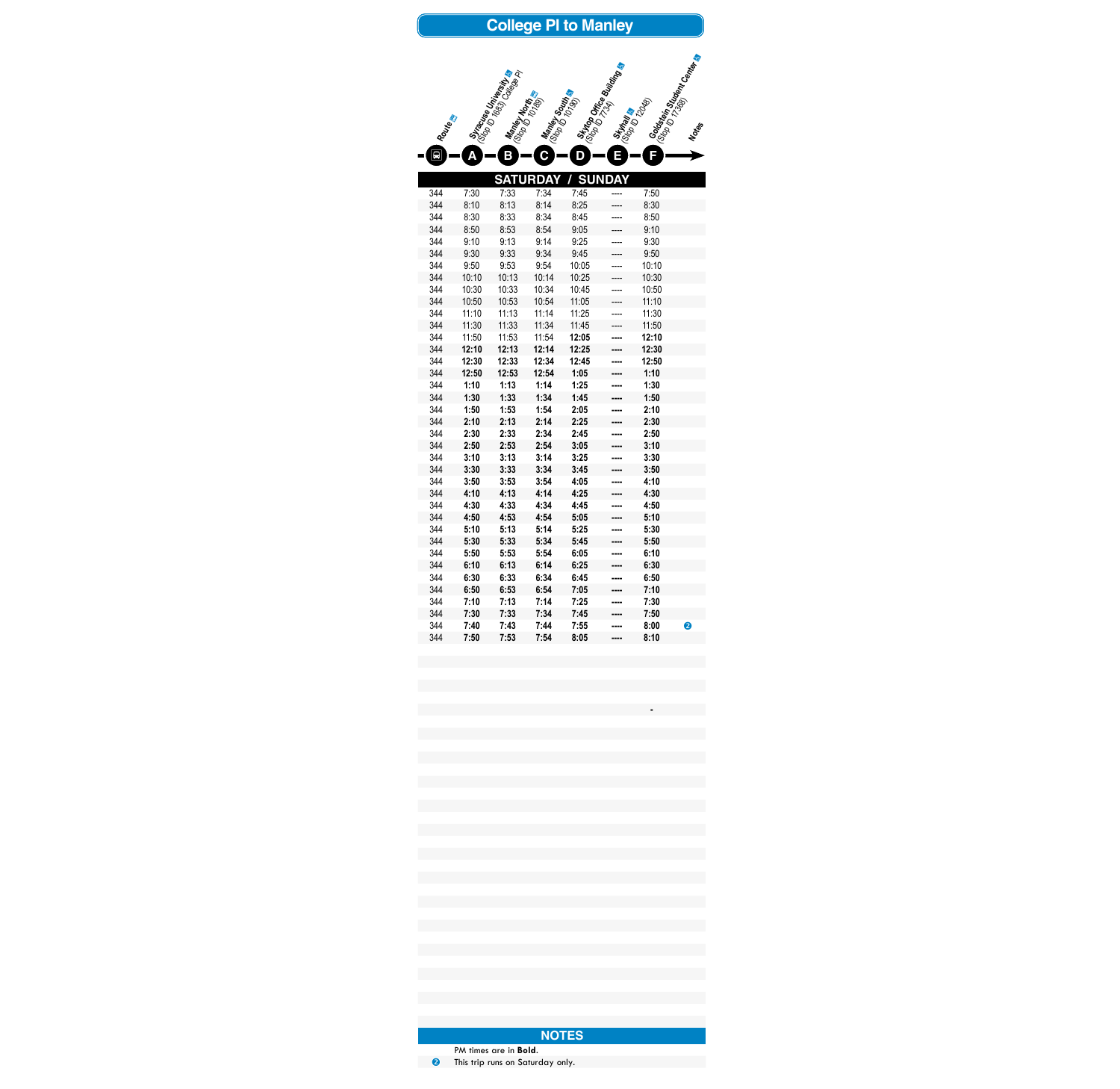# College Pl to Manley

| Route | A Syracuse University (Stop ID 1683) College Pl | B Manley North (Stop ID 10189) | C Manley South (Stop ID 10190) | D Skytop Office Building (Stop ID 7734) | E Skyhall (Stop ID 12048) | F Goldstein Student Center (Stop ID 17368) | Notes |
|---|---|---|---|---|---|---|---|
| **SATURDAY / SUNDAY** | | | | | | | |
| 344 | 7:30 | 7:33 | 7:34 | 7:45 | ---- | 7:50 | |
| 344 | 8:10 | 8:13 | 8:14 | 8:25 | ---- | 8:30 | |
| 344 | 8:30 | 8:33 | 8:34 | 8:45 | ---- | 8:50 | |
| 344 | 8:50 | 8:53 | 8:54 | 9:05 | ---- | 9:10 | |
| 344 | 9:10 | 9:13 | 9:14 | 9:25 | ---- | 9:30 | |
| 344 | 9:30 | 9:33 | 9:34 | 9:45 | ---- | 9:50 | |
| 344 | 9:50 | 9:53 | 9:54 | 10:05 | ---- | 10:10 | |
| 344 | 10:10 | 10:13 | 10:14 | 10:25 | ---- | 10:30 | |
| 344 | 10:30 | 10:33 | 10:34 | 10:45 | ---- | 10:50 | |
| 344 | 10:50 | 10:53 | 10:54 | 11:05 | ---- | 11:10 | |
| 344 | 11:10 | 11:13 | 11:14 | 11:25 | ---- | 11:30 | |
| 344 | 11:30 | 11:33 | 11:34 | 11:45 | ---- | 11:50 | |
| 344 | 11:50 | 11:53 | 11:54 | **12:05** | **----** | **12:10** | |
| 344 | **12:10** | **12:13** | **12:14** | **12:25** | **----** | **12:30** | |
| 344 | **12:30** | **12:33** | **12:34** | **12:45** | **----** | **12:50** | |
| 344 | **12:50** | **12:53** | **12:54** | **1:05** | **----** | **1:10** | |
| 344 | **1:10** | **1:13** | **1:14** | **1:25** | **----** | **1:30** | |
| 344 | **1:30** | **1:33** | **1:34** | **1:45** | **----** | **1:50** | |
| 344 | **1:50** | **1:53** | **1:54** | **2:05** | **----** | **2:10** | |
| 344 | **2:10** | **2:13** | **2:14** | **2:25** | **----** | **2:30** | |
| 344 | **2:30** | **2:33** | **2:34** | **2:45** | **----** | **2:50** | |
| 344 | **2:50** | **2:53** | **2:54** | **3:05** | **----** | **3:10** | |
| 344 | **3:10** | **3:13** | **3:14** | **3:25** | **----** | **3:30** | |
| 344 | **3:30** | **3:33** | **3:34** | **3:45** | **----** | **3:50** | |
| 344 | **3:50** | **3:53** | **3:54** | **4:05** | **----** | **4:10** | |
| 344 | **4:10** | **4:13** | **4:14** | **4:25** | **----** | **4:30** | |
| 344 | **4:30** | **4:33** | **4:34** | **4:45** | **----** | **4:50** | |
| 344 | **4:50** | **4:53** | **4:54** | **5:05** | **----** | **5:10** | |
| 344 | **5:10** | **5:13** | **5:14** | **5:25** | **----** | **5:30** | |
| 344 | **5:30** | **5:33** | **5:34** | **5:45** | **----** | **5:50** | |
| 344 | **5:50** | **5:53** | **5:54** | **6:05** | **----** | **6:10** | |
| 344 | **6:10** | **6:13** | **6:14** | **6:25** | **----** | **6:30** | |
| 344 | **6:30** | **6:33** | **6:34** | **6:45** | **----** | **6:50** | |
| 344 | **6:50** | **6:53** | **6:54** | **7:05** | **----** | **7:10** | |
| 344 | **7:10** | **7:13** | **7:14** | **7:25** | **----** | **7:30** | |
| 344 | **7:30** | **7:33** | **7:34** | **7:45** | **----** | **7:50** | |
| 344 | **7:40** | **7:43** | **7:44** | **7:55** | **----** | **8:00** | 2 |
| 344 | **7:50** | **7:53** | **7:54** | **8:05** | **----** | **8:10** | |

## NOTES

PM times are in **Bold**.

2 This trip runs on Saturday only.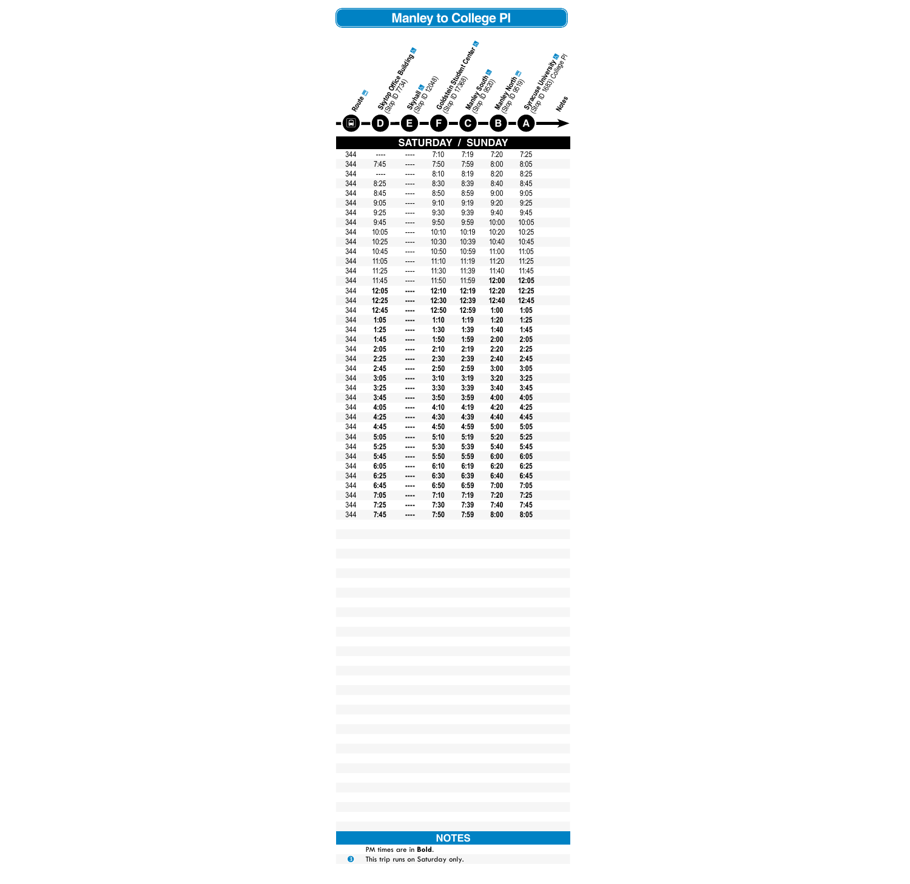# Manley to College Pl

| Route | D Skytop Office Building (Stop ID 7734) | E Skyhall (Stop ID 12048) | F Goldstein Student Center (Stop ID 17368) | C Manley South (Stop ID 9520) | B Manley North (Stop ID 9519) | A Syracuse University (Stop ID 1683) College Pl | Notes |
|---|---|---|---|---|---|---|---|
| **SATURDAY / SUNDAY** | | | | | | | |
| 344 | ---- | ---- | 7:10 | 7:19 | 7:20 | 7:25 | |
| 344 | 7:45 | ---- | 7:50 | 7:59 | 8:00 | 8:05 | |
| 344 | ---- | ---- | 8:10 | 8:19 | 8:20 | 8:25 | |
| 344 | 8:25 | ---- | 8:30 | 8:39 | 8:40 | 8:45 | |
| 344 | 8:45 | ---- | 8:50 | 8:59 | 9:00 | 9:05 | |
| 344 | 9:05 | ---- | 9:10 | 9:19 | 9:20 | 9:25 | |
| 344 | 9:25 | ---- | 9:30 | 9:39 | 9:40 | 9:45 | |
| 344 | 9:45 | ---- | 9:50 | 9:59 | 10:00 | 10:05 | |
| 344 | 10:05 | ---- | 10:10 | 10:19 | 10:20 | 10:25 | |
| 344 | 10:25 | ---- | 10:30 | 10:39 | 10:40 | 10:45 | |
| 344 | 10:45 | ---- | 10:50 | 10:59 | 11:00 | 11:05 | |
| 344 | 11:05 | ---- | 11:10 | 11:19 | 11:20 | 11:25 | |
| 344 | 11:25 | ---- | 11:30 | 11:39 | 11:40 | 11:45 | |
| 344 | 11:45 | ---- | 11:50 | 11:59 | **12:00** | **12:05** | |
| 344 | **12:05** | ---- | **12:10** | **12:19** | **12:20** | **12:25** | |
| 344 | **12:25** | ---- | **12:30** | **12:39** | **12:40** | **12:45** | |
| 344 | **12:45** | ---- | **12:50** | **12:59** | **1:00** | **1:05** | |
| 344 | **1:05** | ---- | **1:10** | **1:19** | **1:20** | **1:25** | |
| 344 | **1:25** | ---- | **1:30** | **1:39** | **1:40** | **1:45** | |
| 344 | **1:45** | ---- | **1:50** | **1:59** | **2:00** | **2:05** | |
| 344 | **2:05** | ---- | **2:10** | **2:19** | **2:20** | **2:25** | |
| 344 | **2:25** | ---- | **2:30** | **2:39** | **2:40** | **2:45** | |
| 344 | **2:45** | ---- | **2:50** | **2:59** | **3:00** | **3:05** | |
| 344 | **3:05** | ---- | **3:10** | **3:19** | **3:20** | **3:25** | |
| 344 | **3:25** | ---- | **3:30** | **3:39** | **3:40** | **3:45** | |
| 344 | **3:45** | ---- | **3:50** | **3:59** | **4:00** | **4:05** | |
| 344 | **4:05** | ---- | **4:10** | **4:19** | **4:20** | **4:25** | |
| 344 | **4:25** | ---- | **4:30** | **4:39** | **4:40** | **4:45** | |
| 344 | **4:45** | ---- | **4:50** | **4:59** | **5:00** | **5:05** | |
| 344 | **5:05** | ---- | **5:10** | **5:19** | **5:20** | **5:25** | |
| 344 | **5:25** | ---- | **5:30** | **5:39** | **5:40** | **5:45** | |
| 344 | **5:45** | ---- | **5:50** | **5:59** | **6:00** | **6:05** | |
| 344 | **6:05** | ---- | **6:10** | **6:19** | **6:20** | **6:25** | |
| 344 | **6:25** | ---- | **6:30** | **6:39** | **6:40** | **6:45** | |
| 344 | **6:45** | ---- | **6:50** | **6:59** | **7:00** | **7:05** | |
| 344 | **7:05** | ---- | **7:10** | **7:19** | **7:20** | **7:25** | |
| 344 | **7:25** | ---- | **7:30** | **7:39** | **7:40** | **7:45** | |
| 344 | **7:45** | ---- | **7:50** | **7:59** | **8:00** | **8:05** | |

## NOTES

PM times are in **Bold**.

3 This trip runs on Saturday only.